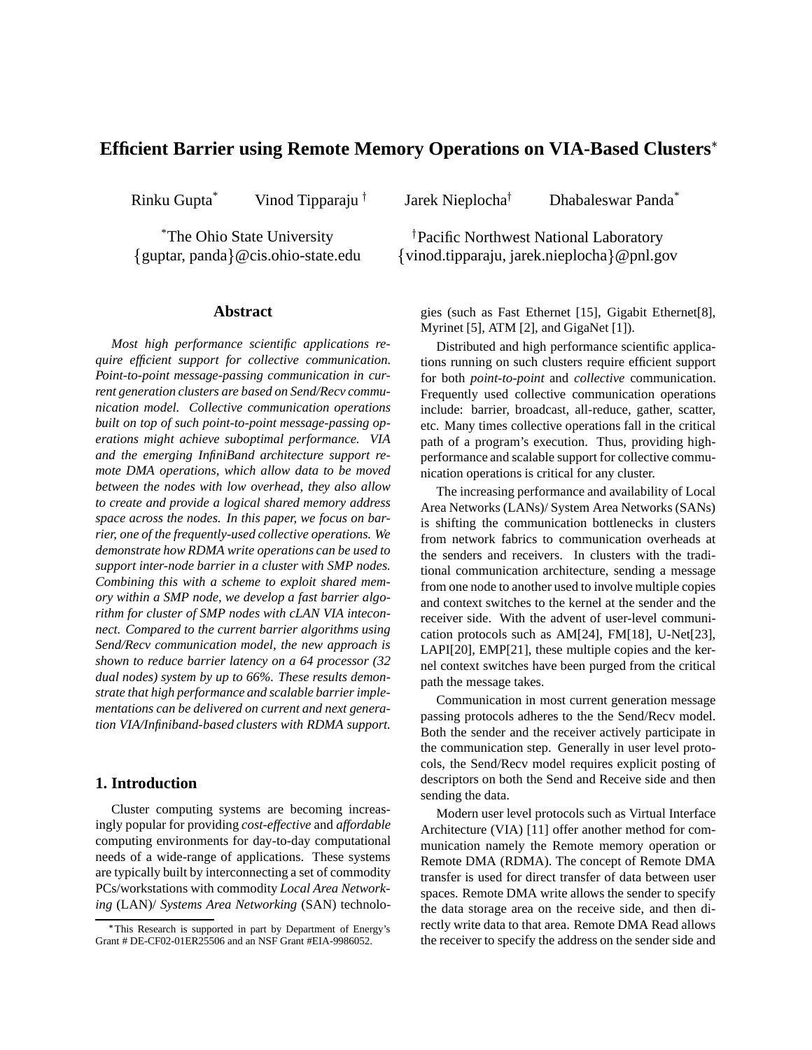# Efficient Barrier using Remote Memory Operations on VIA-Based Clusters[*]

Rinku Gupta[*] Vinod Tipparaju[†] Jarek Nieplocha[†] Dhabaleswar Panda[*]

[*]The Ohio State University
{guptar, panda}@cis.ohio-state.edu

[†]Pacific Northwest National Laboratory
{vinod.tipparaju, jarek.nieplocha}@pnl.gov

## Abstract

*Most high performance scientific applications require efficient support for collective communication. Point-to-point message-passing communication in current generation clusters are based on Send/Recv communication model. Collective communication operations built on top of such point-to-point message-passing operations might achieve suboptimal performance. VIA and the emerging InfiniBand architecture support remote DMA operations, which allow data to be moved between the nodes with low overhead, they also allow to create and provide a logical shared memory address space across the nodes. In this paper, we focus on barrier, one of the frequently-used collective operations. We demonstrate how RDMA write operations can be used to support inter-node barrier in a cluster with SMP nodes. Combining this with a scheme to exploit shared memory within a SMP node, we develop a fast barrier algorithm for cluster of SMP nodes with cLAN VIA inteconnect. Compared to the current barrier algorithms using Send/Recv communication model, the new approach is shown to reduce barrier latency on a 64 processor (32 dual nodes) system by up to 66%. These results demonstrate that high performance and scalable barrier implementations can be delivered on current and next generation VIA/Infiniband-based clusters with RDMA support.*

## 1. Introduction

Cluster computing systems are becoming increasingly popular for providing *cost-effective* and *affordable* computing environments for day-to-day computational needs of a wide-range of applications. These systems are typically built by interconnecting a set of commodity PCs/workstations with commodity *Local Area Networking* (LAN)/ *Systems Area Networking* (SAN) technologies (such as Fast Ethernet [15], Gigabit Ethernet[8], Myrinet [5], ATM [2], and GigaNet [1]).

Distributed and high performance scientific applications running on such clusters require efficient support for both *point-to-point* and *collective* communication. Frequently used collective communication operations include: barrier, broadcast, all-reduce, gather, scatter, etc. Many times collective operations fall in the critical path of a program's execution. Thus, providing high-performance and scalable support for collective communication operations is critical for any cluster.

The increasing performance and availability of Local Area Networks (LANs)/ System Area Networks (SANs) is shifting the communication bottlenecks in clusters from network fabrics to communication overheads at the senders and receivers. In clusters with the traditional communication architecture, sending a message from one node to another used to involve multiple copies and context switches to the kernel at the sender and the receiver side. With the advent of user-level communication protocols such as AM[24], FM[18], U-Net[23], LAPI[20], EMP[21], these multiple copies and the kernel context switches have been purged from the critical path the message takes.

Communication in most current generation message passing protocols adheres to the the Send/Recv model. Both the sender and the receiver actively participate in the communication step. Generally in user level protocols, the Send/Recv model requires explicit posting of descriptors on both the Send and Receive side and then sending the data.

Modern user level protocols such as Virtual Interface Architecture (VIA) [11] offer another method for communication namely the Remote memory operation or Remote DMA (RDMA). The concept of Remote DMA transfer is used for direct transfer of data between user spaces. Remote DMA write allows the sender to specify the data storage area on the receive side, and then directly write data to that area. Remote DMA Read allows the receiver to specify the address on the sender side and

[*]This Research is supported in part by Department of Energy's Grant # DE-CF02-01ER25506 and an NSF Grant #EIA-9986052.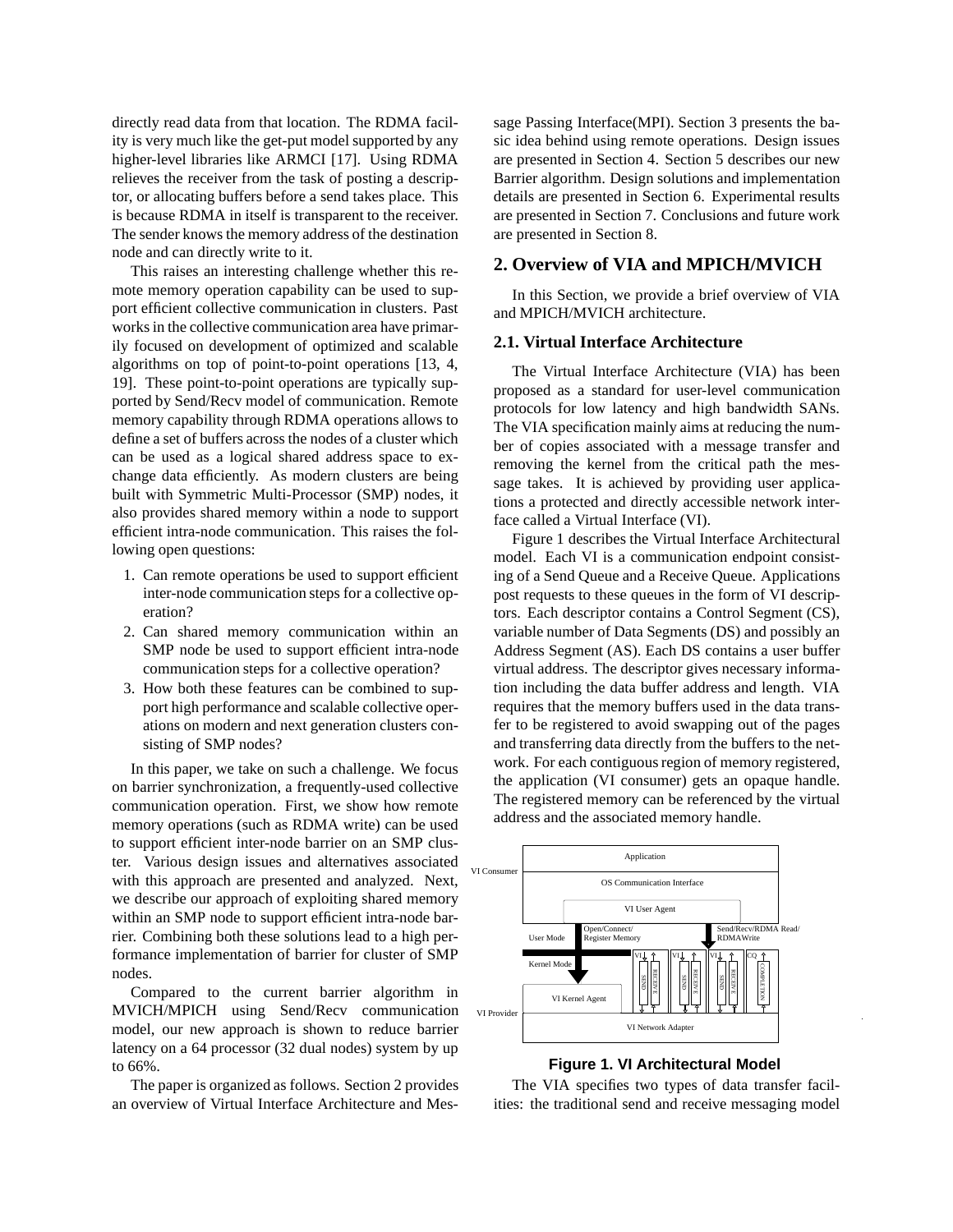directly read data from that location. The RDMA facility is very much like the get-put model supported by any higher-level libraries like ARMCI [17]. Using RDMA relieves the receiver from the task of posting a descriptor, or allocating buffers before a send takes place. This is because RDMA in itself is transparent to the receiver. The sender knows the memory address of the destination node and can directly write to it.

This raises an interesting challenge whether this remote memory operation capability can be used to support efficient collective communication in clusters. Past works in the collective communication area have primarily focused on development of optimized and scalable algorithms on top of point-to-point operations [13, 4, 19]. These point-to-point operations are typically supported by Send/Recv model of communication. Remote memory capability through RDMA operations allows to define a set of buffers across the nodes of a cluster which can be used as a logical shared address space to exchange data efficiently. As modern clusters are being built with Symmetric Multi-Processor (SMP) nodes, it also provides shared memory within a node to support efficient intra-node communication. This raises the following open questions:

1. Can remote operations be used to support efficient inter-node communication steps for a collective operation?
2. Can shared memory communication within an SMP node be used to support efficient intra-node communication steps for a collective operation?
3. How both these features can be combined to support high performance and scalable collective operations on modern and next generation clusters consisting of SMP nodes?

In this paper, we take on such a challenge. We focus on barrier synchronization, a frequently-used collective communication operation. First, we show how remote memory operations (such as RDMA write) can be used to support efficient inter-node barrier on an SMP cluster. Various design issues and alternatives associated with this approach are presented and analyzed. Next, we describe our approach of exploiting shared memory within an SMP node to support efficient intra-node barrier. Combining both these solutions lead to a high performance implementation of barrier for cluster of SMP nodes.

Compared to the current barrier algorithm in MVICH/MPICH using Send/Recv communication model, our new approach is shown to reduce barrier latency on a 64 processor (32 dual nodes) system by up to 66%.

The paper is organized as follows. Section 2 provides an overview of Virtual Interface Architecture and Message Passing Interface(MPI). Section 3 presents the basic idea behind using remote operations. Design issues are presented in Section 4. Section 5 describes our new Barrier algorithm. Design solutions and implementation details are presented in Section 6. Experimental results are presented in Section 7. Conclusions and future work are presented in Section 8.

## 2. Overview of VIA and MPICH/MVICH

In this Section, we provide a brief overview of VIA and MPICH/MVICH architecture.

### 2.1. Virtual Interface Architecture

The Virtual Interface Architecture (VIA) has been proposed as a standard for user-level communication protocols for low latency and high bandwidth SANs. The VIA specification mainly aims at reducing the number of copies associated with a message transfer and removing the kernel from the critical path the message takes. It is achieved by providing user applications a protected and directly accessible network interface called a Virtual Interface (VI).

Figure 1 describes the Virtual Interface Architectural model. Each VI is a communication endpoint consisting of a Send Queue and a Receive Queue. Applications post requests to these queues in the form of VI descriptors. Each descriptor contains a Control Segment (CS), variable number of Data Segments (DS) and possibly an Address Segment (AS). Each DS contains a user buffer virtual address. The descriptor gives necessary information including the data buffer address and length. VIA requires that the memory buffers used in the data transfer to be registered to avoid swapping out of the pages and transferring data directly from the buffers to the network. For each contiguous region of memory registered, the application (VI consumer) gets an opaque handle. The registered memory can be referenced by the virtual address and the associated memory handle.

**Figure 1. VI Architectural Model**

The VIA specifies two types of data transfer facilities: the traditional send and receive messaging model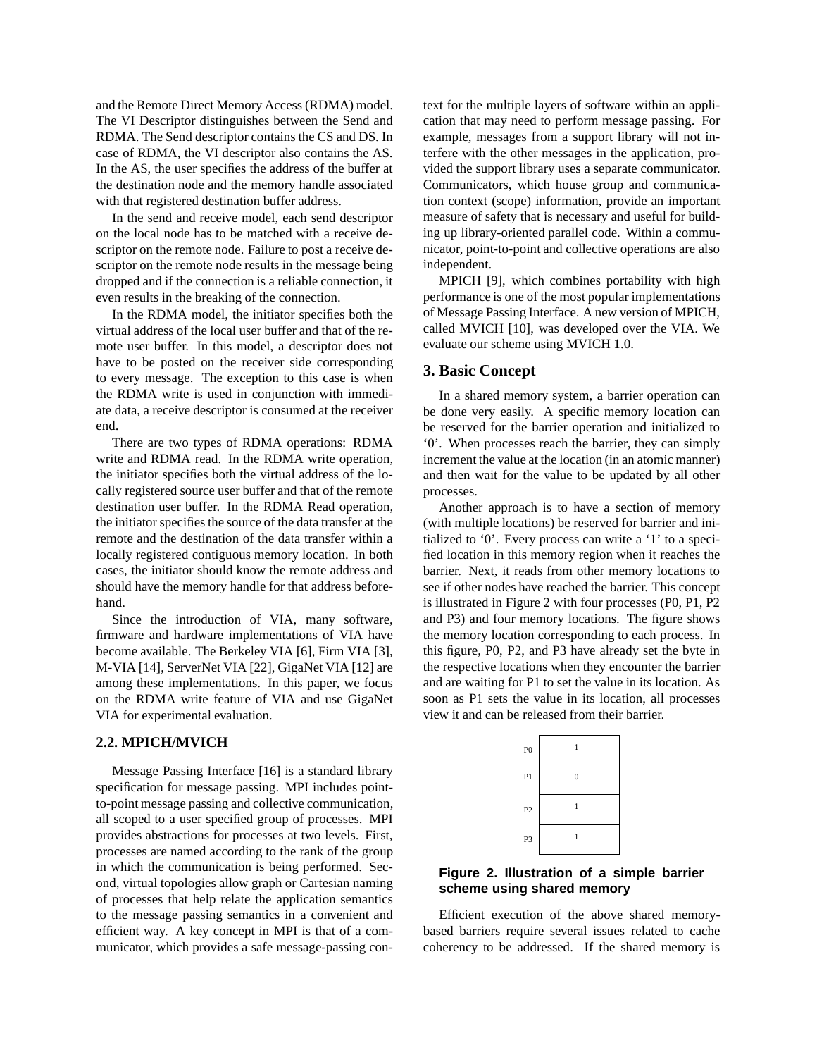and the Remote Direct Memory Access (RDMA) model. The VI Descriptor distinguishes between the Send and RDMA. The Send descriptor contains the CS and DS. In case of RDMA, the VI descriptor also contains the AS. In the AS, the user specifies the address of the buffer at the destination node and the memory handle associated with that registered destination buffer address.

In the send and receive model, each send descriptor on the local node has to be matched with a receive descriptor on the remote node. Failure to post a receive descriptor on the remote node results in the message being dropped and if the connection is a reliable connection, it even results in the breaking of the connection.

In the RDMA model, the initiator specifies both the virtual address of the local user buffer and that of the remote user buffer. In this model, a descriptor does not have to be posted on the receiver side corresponding to every message. The exception to this case is when the RDMA write is used in conjunction with immediate data, a receive descriptor is consumed at the receiver end.

There are two types of RDMA operations: RDMA write and RDMA read. In the RDMA write operation, the initiator specifies both the virtual address of the locally registered source user buffer and that of the remote destination user buffer. In the RDMA Read operation, the initiator specifies the source of the data transfer at the remote and the destination of the data transfer within a locally registered contiguous memory location. In both cases, the initiator should know the remote address and should have the memory handle for that address beforehand.

Since the introduction of VIA, many software, firmware and hardware implementations of VIA have become available. The Berkeley VIA [6], Firm VIA [3], M-VIA [14], ServerNet VIA [22], GigaNet VIA [12] are among these implementations. In this paper, we focus on the RDMA write feature of VIA and use GigaNet VIA for experimental evaluation.

### 2.2. MPICH/MVICH

Message Passing Interface [16] is a standard library specification for message passing. MPI includes point-to-point message passing and collective communication, all scoped to a user specified group of processes. MPI provides abstractions for processes at two levels. First, processes are named according to the rank of the group in which the communication is being performed. Second, virtual topologies allow graph or Cartesian naming of processes that help relate the application semantics to the message passing semantics in a convenient and efficient way. A key concept in MPI is that of a communicator, which provides a safe message-passing context for the multiple layers of software within an application that may need to perform message passing. For example, messages from a support library will not interfere with the other messages in the application, provided the support library uses a separate communicator. Communicators, which house group and communication context (scope) information, provide an important measure of safety that is necessary and useful for building up library-oriented parallel code. Within a communicator, point-to-point and collective operations are also independent.

MPICH [9], which combines portability with high performance is one of the most popular implementations of Message Passing Interface. A new version of MPICH, called MVICH [10], was developed over the VIA. We evaluate our scheme using MVICH 1.0.

## 3. Basic Concept

In a shared memory system, a barrier operation can be done very easily. A specific memory location can be reserved for the barrier operation and initialized to '0'. When processes reach the barrier, they can simply increment the value at the location (in an atomic manner) and then wait for the value to be updated by all other processes.

Another approach is to have a section of memory (with multiple locations) be reserved for barrier and initialized to '0'. Every process can write a '1' to a specified location in this memory region when it reaches the barrier. Next, it reads from other memory locations to see if other nodes have reached the barrier. This concept is illustrated in Figure 2 with four processes (P0, P1, P2 and P3) and four memory locations. The figure shows the memory location corresponding to each process. In this figure, P0, P2, and P3 have already set the byte in the respective locations when they encounter the barrier and are waiting for P1 to set the value in its location. As soon as P1 sets the value in its location, all processes view it and can be released from their barrier.

| Process | Value |
|---|---|
| P0 | 1 |
| P1 | 0 |
| P2 | 1 |
| P3 | 1 |

**Figure 2. Illustration of a simple barrier scheme using shared memory**

Efficient execution of the above shared memory-based barriers require several issues related to cache coherency to be addressed. If the shared memory is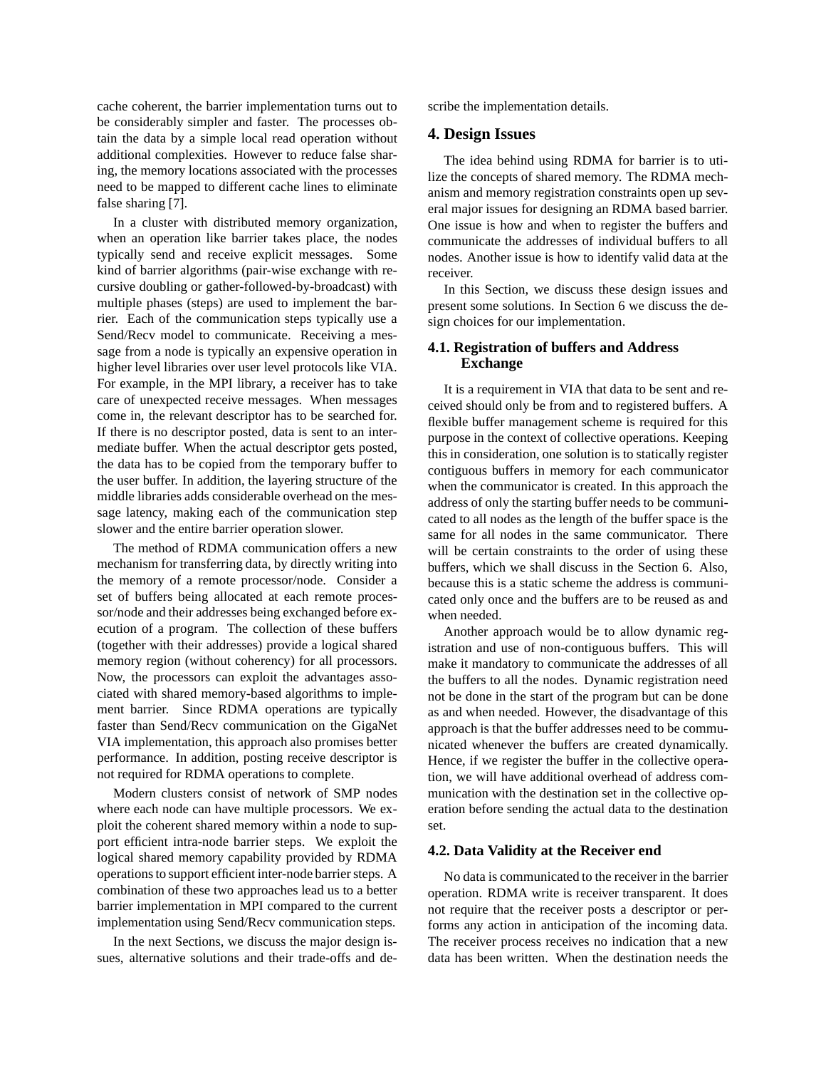cache coherent, the barrier implementation turns out to be considerably simpler and faster. The processes obtain the data by a simple local read operation without additional complexities. However to reduce false sharing, the memory locations associated with the processes need to be mapped to different cache lines to eliminate false sharing [7].

In a cluster with distributed memory organization, when an operation like barrier takes place, the nodes typically send and receive explicit messages. Some kind of barrier algorithms (pair-wise exchange with recursive doubling or gather-followed-by-broadcast) with multiple phases (steps) are used to implement the barrier. Each of the communication steps typically use a Send/Recv model to communicate. Receiving a message from a node is typically an expensive operation in higher level libraries over user level protocols like VIA. For example, in the MPI library, a receiver has to take care of unexpected receive messages. When messages come in, the relevant descriptor has to be searched for. If there is no descriptor posted, data is sent to an intermediate buffer. When the actual descriptor gets posted, the data has to be copied from the temporary buffer to the user buffer. In addition, the layering structure of the middle libraries adds considerable overhead on the message latency, making each of the communication step slower and the entire barrier operation slower.

The method of RDMA communication offers a new mechanism for transferring data, by directly writing into the memory of a remote processor/node. Consider a set of buffers being allocated at each remote processor/node and their addresses being exchanged before execution of a program. The collection of these buffers (together with their addresses) provide a logical shared memory region (without coherency) for all processors. Now, the processors can exploit the advantages associated with shared memory-based algorithms to implement barrier. Since RDMA operations are typically faster than Send/Recv communication on the GigaNet VIA implementation, this approach also promises better performance. In addition, posting receive descriptor is not required for RDMA operations to complete.

Modern clusters consist of network of SMP nodes where each node can have multiple processors. We exploit the coherent shared memory within a node to support efficient intra-node barrier steps. We exploit the logical shared memory capability provided by RDMA operations to support efficient inter-node barrier steps. A combination of these two approaches lead us to a better barrier implementation in MPI compared to the current implementation using Send/Recv communication steps.

In the next Sections, we discuss the major design issues, alternative solutions and their trade-offs and describe the implementation details.

## 4. Design Issues

The idea behind using RDMA for barrier is to utilize the concepts of shared memory. The RDMA mechanism and memory registration constraints open up several major issues for designing an RDMA based barrier. One issue is how and when to register the buffers and communicate the addresses of individual buffers to all nodes. Another issue is how to identify valid data at the receiver.

In this Section, we discuss these design issues and present some solutions. In Section 6 we discuss the design choices for our implementation.

### 4.1. Registration of buffers and Address Exchange

It is a requirement in VIA that data to be sent and received should only be from and to registered buffers. A flexible buffer management scheme is required for this purpose in the context of collective operations. Keeping this in consideration, one solution is to statically register contiguous buffers in memory for each communicator when the communicator is created. In this approach the address of only the starting buffer needs to be communicated to all nodes as the length of the buffer space is the same for all nodes in the same communicator. There will be certain constraints to the order of using these buffers, which we shall discuss in the Section 6. Also, because this is a static scheme the address is communicated only once and the buffers are to be reused as and when needed.

Another approach would be to allow dynamic registration and use of non-contiguous buffers. This will make it mandatory to communicate the addresses of all the buffers to all the nodes. Dynamic registration need not be done in the start of the program but can be done as and when needed. However, the disadvantage of this approach is that the buffer addresses need to be communicated whenever the buffers are created dynamically. Hence, if we register the buffer in the collective operation, we will have additional overhead of address communication with the destination set in the collective operation before sending the actual data to the destination set.

### 4.2. Data Validity at the Receiver end

No data is communicated to the receiver in the barrier operation. RDMA write is receiver transparent. It does not require that the receiver posts a descriptor or performs any action in anticipation of the incoming data. The receiver process receives no indication that a new data has been written. When the destination needs the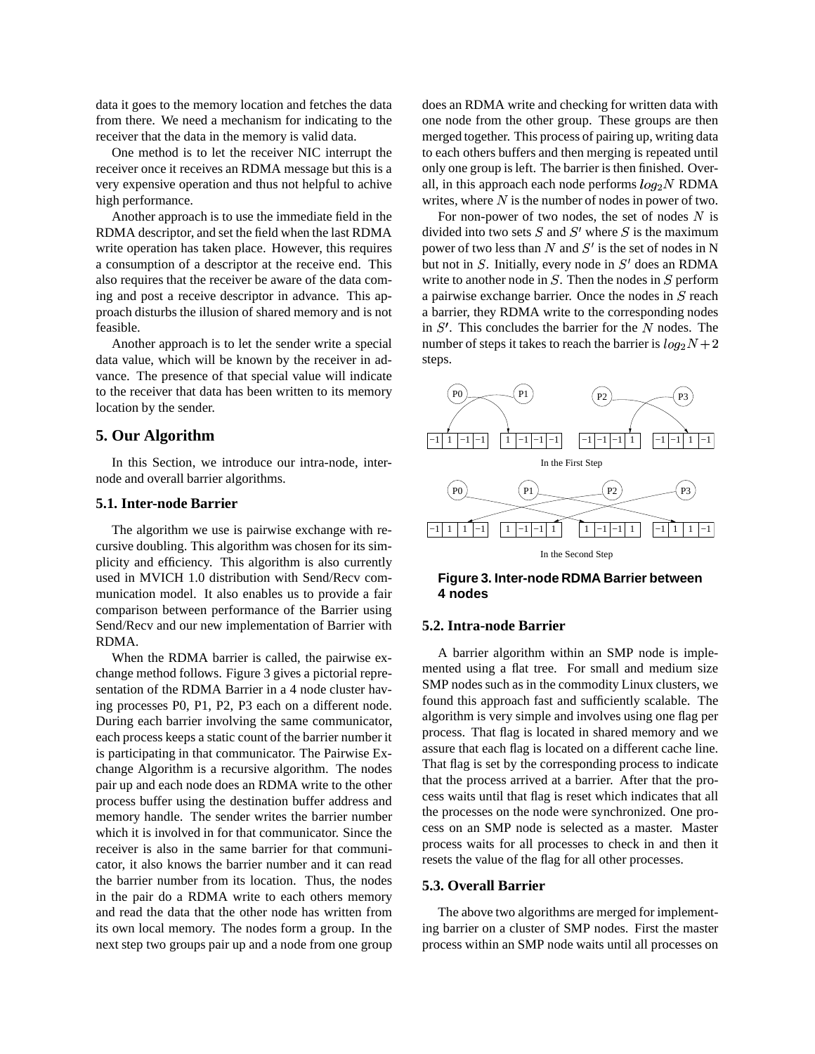data it goes to the memory location and fetches the data from there. We need a mechanism for indicating to the receiver that the data in the memory is valid data.

One method is to let the receiver NIC interrupt the receiver once it receives an RDMA message but this is a very expensive operation and thus not helpful to achive high performance.

Another approach is to use the immediate field in the RDMA descriptor, and set the field when the last RDMA write operation has taken place. However, this requires a consumption of a descriptor at the receive end. This also requires that the receiver be aware of the data coming and post a receive descriptor in advance. This approach disturbs the illusion of shared memory and is not feasible.

Another approach is to let the sender write a special data value, which will be known by the receiver in advance. The presence of that special value will indicate to the receiver that data has been written to its memory location by the sender.

## 5. Our Algorithm

In this Section, we introduce our intra-node, inter-node and overall barrier algorithms.

### 5.1. Inter-node Barrier

The algorithm we use is pairwise exchange with recursive doubling. This algorithm was chosen for its simplicity and efficiency. This algorithm is also currently used in MVICH 1.0 distribution with Send/Recv communication model. It also enables us to provide a fair comparison between performance of the Barrier using Send/Recv and our new implementation of Barrier with RDMA.

When the RDMA barrier is called, the pairwise exchange method follows. Figure 3 gives a pictorial representation of the RDMA Barrier in a 4 node cluster having processes P0, P1, P2, P3 each on a different node. During each barrier involving the same communicator, each process keeps a static count of the barrier number it is participating in that communicator. The Pairwise Exchange Algorithm is a recursive algorithm. The nodes pair up and each node does an RDMA write to the other process buffer using the destination buffer address and memory handle. The sender writes the barrier number which it is involved in for that communicator. Since the receiver is also in the same barrier for that communicator, it also knows the barrier number and it can read the barrier number from its location. Thus, the nodes in the pair do a RDMA write to each others memory and read the data that the other node has written from its own local memory. The nodes form a group. In the next step two groups pair up and a node from one group does an RDMA write and checking for written data with one node from the other group. These groups are then merged together. This process of pairing up, writing data to each others buffers and then merging is repeated until only one group is left. The barrier is then finished. Overall, in this approach each node performs $log_2 N$ RDMA writes, where $N$ is the number of nodes in power of two.

For non-power of two nodes, the set of nodes $N$ is divided into two sets $S$ and $S'$ where $S$ is the maximum power of two less than $N$ and $S'$ is the set of nodes in N but not in $S$. Initially, every node in $S'$ does an RDMA write to another node in $S$. Then the nodes in $S$ perform a pairwise exchange barrier. Once the nodes in $S$ reach a barrier, they RDMA write to the corresponding nodes in $S'$. This concludes the barrier for the $N$ nodes. The number of steps it takes to reach the barrier is $log_2 N + 2$ steps.

P0 P1 P2 P3

−1 1 −1 −1 | 1 −1 −1 −1 | −1 −1 −1 1 | −1 −1 1 −1

In the First Step

P0 P1 P2 P3

−1 1 1 −1 | 1 −1 −1 1 | 1 −1 −1 1 | −1 1 1 −1

In the Second Step

**Figure 3. Inter-node RDMA Barrier between 4 nodes**

### 5.2. Intra-node Barrier

A barrier algorithm within an SMP node is implemented using a flat tree. For small and medium size SMP nodes such as in the commodity Linux clusters, we found this approach fast and sufficiently scalable. The algorithm is very simple and involves using one flag per process. That flag is located in shared memory and we assure that each flag is located on a different cache line. That flag is set by the corresponding process to indicate that the process arrived at a barrier. After that the process waits until that flag is reset which indicates that all the processes on the node were synchronized. One process on an SMP node is selected as a master. Master process waits for all processes to check in and then it resets the value of the flag for all other processes.

### 5.3. Overall Barrier

The above two algorithms are merged for implementing barrier on a cluster of SMP nodes. First the master process within an SMP node waits until all processes on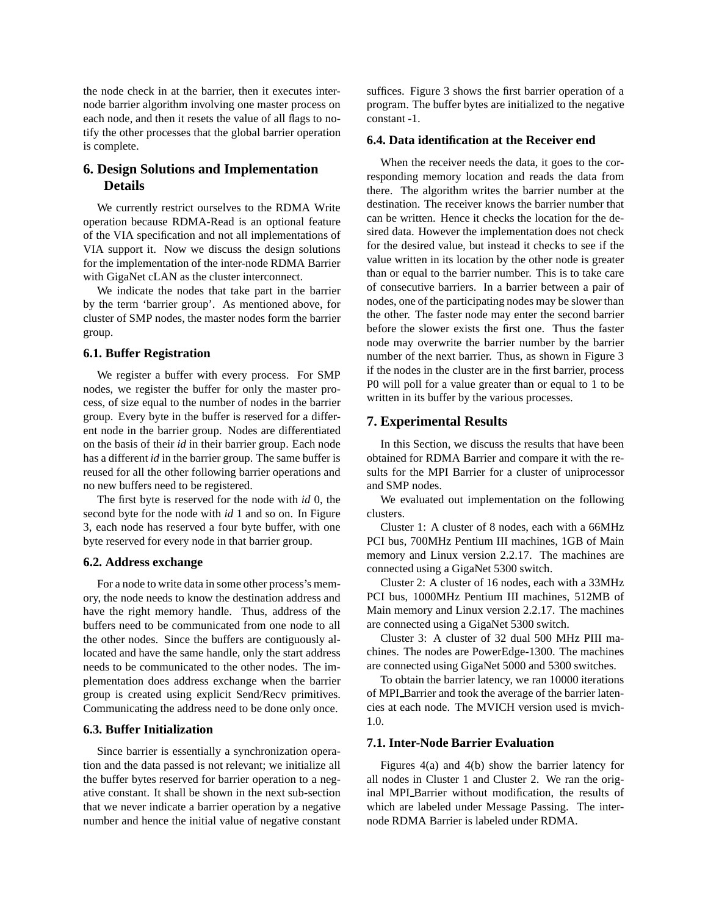the node check in at the barrier, then it executes inter-node barrier algorithm involving one master process on each node, and then it resets the value of all flags to notify the other processes that the global barrier operation is complete.

## 6. Design Solutions and Implementation Details

We currently restrict ourselves to the RDMA Write operation because RDMA-Read is an optional feature of the VIA specification and not all implementations of VIA support it. Now we discuss the design solutions for the implementation of the inter-node RDMA Barrier with GigaNet cLAN as the cluster interconnect.

We indicate the nodes that take part in the barrier by the term 'barrier group'. As mentioned above, for cluster of SMP nodes, the master nodes form the barrier group.

### 6.1. Buffer Registration

We register a buffer with every process. For SMP nodes, we register the buffer for only the master process, of size equal to the number of nodes in the barrier group. Every byte in the buffer is reserved for a different node in the barrier group. Nodes are differentiated on the basis of their *id* in their barrier group. Each node has a different *id* in the barrier group. The same buffer is reused for all the other following barrier operations and no new buffers need to be registered.

The first byte is reserved for the node with *id* 0, the second byte for the node with *id* 1 and so on. In Figure 3, each node has reserved a four byte buffer, with one byte reserved for every node in that barrier group.

### 6.2. Address exchange

For a node to write data in some other process's memory, the node needs to know the destination address and have the right memory handle. Thus, address of the buffers need to be communicated from one node to all the other nodes. Since the buffers are contiguously allocated and have the same handle, only the start address needs to be communicated to the other nodes. The implementation does address exchange when the barrier group is created using explicit Send/Recv primitives. Communicating the address need to be done only once.

### 6.3. Buffer Initialization

Since barrier is essentially a synchronization operation and the data passed is not relevant; we initialize all the buffer bytes reserved for barrier operation to a negative constant. It shall be shown in the next sub-section that we never indicate a barrier operation by a negative number and hence the initial value of negative constant suffices. Figure 3 shows the first barrier operation of a program. The buffer bytes are initialized to the negative constant -1.

### 6.4. Data identification at the Receiver end

When the receiver needs the data, it goes to the corresponding memory location and reads the data from there. The algorithm writes the barrier number at the destination. The receiver knows the barrier number that can be written. Hence it checks the location for the desired data. However the implementation does not check for the desired value, but instead it checks to see if the value written in its location by the other node is greater than or equal to the barrier number. This is to take care of consecutive barriers. In a barrier between a pair of nodes, one of the participating nodes may be slower than the other. The faster node may enter the second barrier before the slower exists the first one. Thus the faster node may overwrite the barrier number by the barrier number of the next barrier. Thus, as shown in Figure 3 if the nodes in the cluster are in the first barrier, process P0 will poll for a value greater than or equal to 1 to be written in its buffer by the various processes.

## 7. Experimental Results

In this Section, we discuss the results that have been obtained for RDMA Barrier and compare it with the results for the MPI Barrier for a cluster of uniprocessor and SMP nodes.

We evaluated out implementation on the following clusters.

Cluster 1: A cluster of 8 nodes, each with a 66MHz PCI bus, 700MHz Pentium III machines, 1GB of Main memory and Linux version 2.2.17. The machines are connected using a GigaNet 5300 switch.

Cluster 2: A cluster of 16 nodes, each with a 33MHz PCI bus, 1000MHz Pentium III machines, 512MB of Main memory and Linux version 2.2.17. The machines are connected using a GigaNet 5300 switch.

Cluster 3: A cluster of 32 dual 500 MHz PIII machines. The nodes are PowerEdge-1300. The machines are connected using GigaNet 5000 and 5300 switches.

To obtain the barrier latency, we ran 10000 iterations of MPI_Barrier and took the average of the barrier latencies at each node. The MVICH version used is mvich-1.0.

### 7.1. Inter-Node Barrier Evaluation

Figures 4(a) and 4(b) show the barrier latency for all nodes in Cluster 1 and Cluster 2. We ran the original MPI_Barrier without modification, the results of which are labeled under Message Passing. The inter-node RDMA Barrier is labeled under RDMA.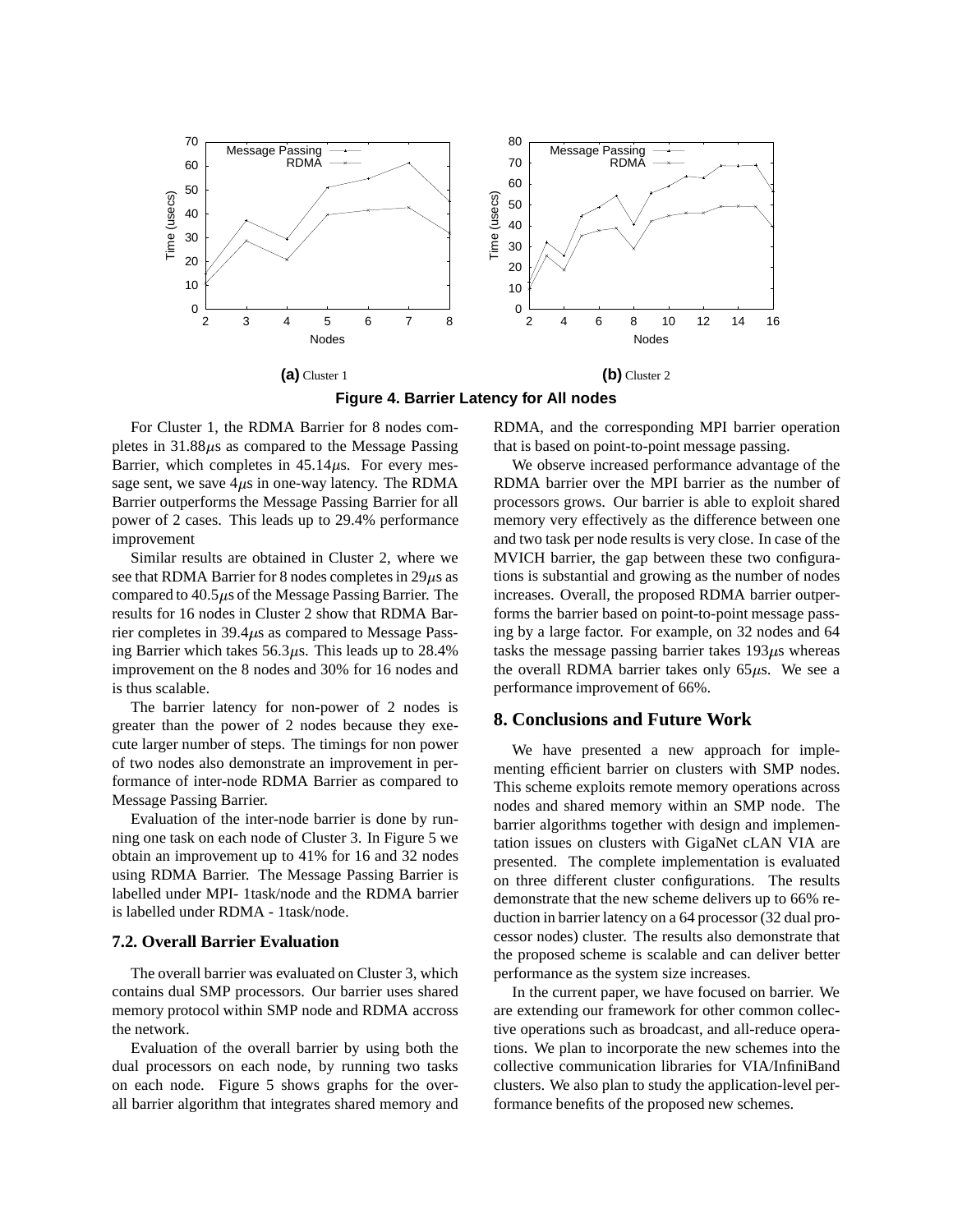**(a)** Cluster 1

**(b)** Cluster 2

**Figure 4. Barrier Latency for All nodes**

For Cluster 1, the RDMA Barrier for 8 nodes completes in 31.88$\mu$s as compared to the Message Passing Barrier, which completes in 45.14$\mu$s. For every message sent, we save 4$\mu$s in one-way latency. The RDMA Barrier outperforms the Message Passing Barrier for all power of 2 cases. This leads up to 29.4% performance improvement

Similar results are obtained in Cluster 2, where we see that RDMA Barrier for 8 nodes completes in 29$\mu$s as compared to 40.5$\mu$s of the Message Passing Barrier. The results for 16 nodes in Cluster 2 show that RDMA Barrier completes in 39.4$\mu$s as compared to Message Passing Barrier which takes 56.3$\mu$s. This leads up to 28.4% improvement on the 8 nodes and 30% for 16 nodes and is thus scalable.

The barrier latency for non-power of 2 nodes is greater than the power of 2 nodes because they execute larger number of steps. The timings for non power of two nodes also demonstrate an improvement in performance of inter-node RDMA Barrier as compared to Message Passing Barrier.

Evaluation of the inter-node barrier is done by running one task on each node of Cluster 3. In Figure 5 we obtain an improvement up to 41% for 16 and 32 nodes using RDMA Barrier. The Message Passing Barrier is labelled under MPI- 1task/node and the RDMA barrier is labelled under RDMA - 1task/node.

### 7.2. Overall Barrier Evaluation

The overall barrier was evaluated on Cluster 3, which contains dual SMP processors. Our barrier uses shared memory protocol within SMP node and RDMA accross the network.

Evaluation of the overall barrier by using both the dual processors on each node, by running two tasks on each node. Figure 5 shows graphs for the overall barrier algorithm that integrates shared memory and RDMA, and the corresponding MPI barrier operation that is based on point-to-point message passing.

We observe increased performance advantage of the RDMA barrier over the MPI barrier as the number of processors grows. Our barrier is able to exploit shared memory very effectively as the difference between one and two task per node results is very close. In case of the MVICH barrier, the gap between these two configurations is substantial and growing as the number of nodes increases. Overall, the proposed RDMA barrier outperforms the barrier based on point-to-point message passing by a large factor. For example, on 32 nodes and 64 tasks the message passing barrier takes 193$\mu$s whereas the overall RDMA barrier takes only 65$\mu$s. We see a performance improvement of 66%.

## 8. Conclusions and Future Work

We have presented a new approach for implementing efficient barrier on clusters with SMP nodes. This scheme exploits remote memory operations across nodes and shared memory within an SMP node. The barrier algorithms together with design and implementation issues on clusters with GigaNet cLAN VIA are presented. The complete implementation is evaluated on three different cluster configurations. The results demonstrate that the new scheme delivers up to 66% reduction in barrier latency on a 64 processor (32 dual processor nodes) cluster. The results also demonstrate that the proposed scheme is scalable and can deliver better performance as the system size increases.

In the current paper, we have focused on barrier. We are extending our framework for other common collective operations such as broadcast, and all-reduce operations. We plan to incorporate the new schemes into the collective communication libraries for VIA/InfiniBand clusters. We also plan to study the application-level performance benefits of the proposed new schemes.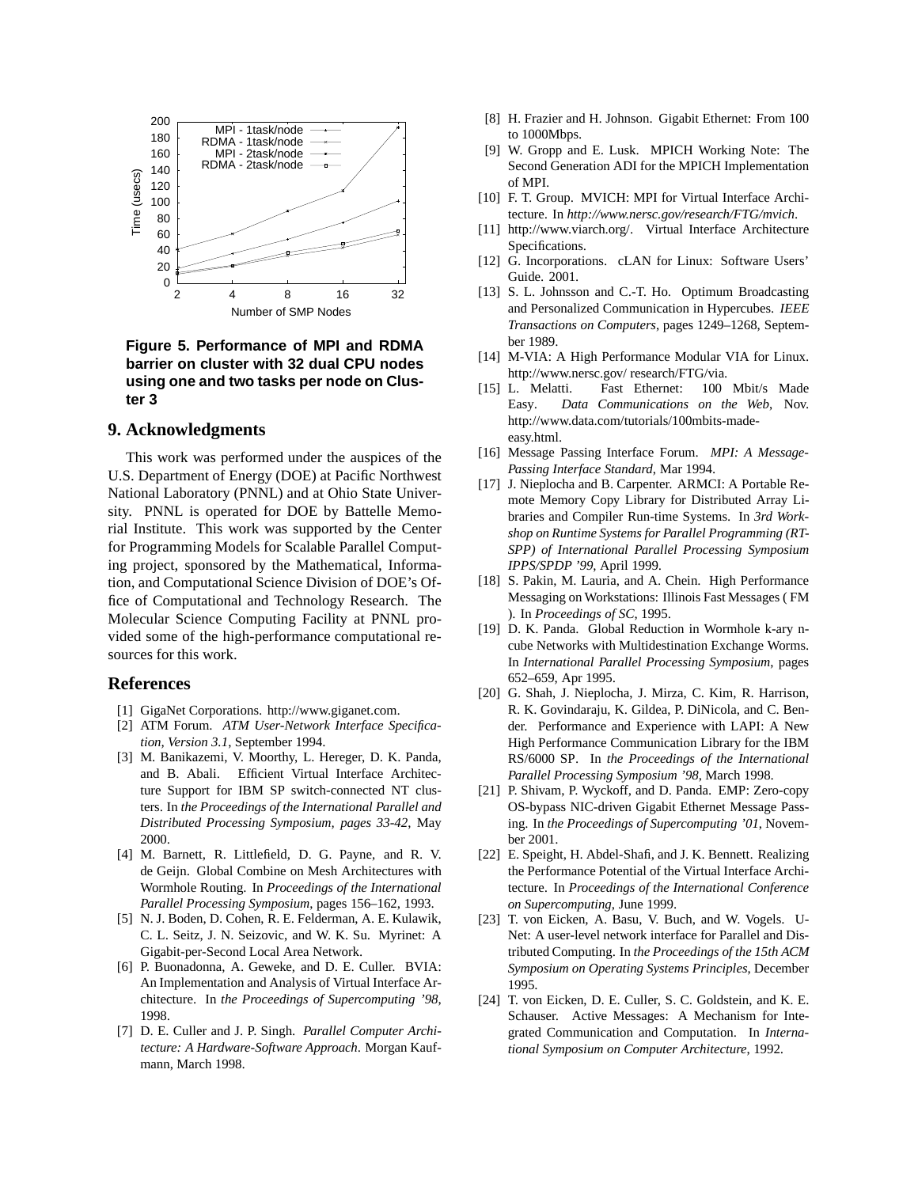200
180
160
140
120
100
80
60
40
20
0

Time (usecs)

2 4 8 16 32

Number of SMP Nodes

MPI - 1task/node
RDMA - 1task/node
MPI - 2task/node
RDMA - 2task/node

**Figure 5. Performance of MPI and RDMA barrier on cluster with 32 dual CPU nodes using one and two tasks per node on Cluster 3**

## 9. Acknowledgments

This work was performed under the auspices of the U.S. Department of Energy (DOE) at Pacific Northwest National Laboratory (PNNL) and at Ohio State University. PNNL is operated for DOE by Battelle Memorial Institute. This work was supported by the Center for Programming Models for Scalable Parallel Computing project, sponsored by the Mathematical, Information, and Computational Science Division of DOE's Office of Computational and Technology Research. The Molecular Science Computing Facility at PNNL provided some of the high-performance computational resources for this work.

## References

[1] GigaNet Corporations. http://www.giganet.com.

[2] ATM Forum. *ATM User-Network Interface Specification, Version 3.1*, September 1994.

[3] M. Banikazemi, V. Moorthy, L. Hereger, D. K. Panda, and B. Abali. Efficient Virtual Interface Architecture Support for IBM SP switch-connected NT clusters. In *the Proceedings of the International Parallel and Distributed Processing Symposium, pages 33-42*, May 2000.

[4] M. Barnett, R. Littlefield, D. G. Payne, and R. V. de Geijn. Global Combine on Mesh Architectures with Wormhole Routing. In *Proceedings of the International Parallel Processing Symposium*, pages 156–162, 1993.

[5] N. J. Boden, D. Cohen, R. E. Felderman, A. E. Kulawik, C. L. Seitz, J. N. Seizovic, and W. K. Su. Myrinet: A Gigabit-per-Second Local Area Network.

[6] P. Buonadonna, A. Geweke, and D. E. Culler. BVIA: An Implementation and Analysis of Virtual Interface Architecture. In *the Proceedings of Supercomputing '98*, 1998.

[7] D. E. Culler and J. P. Singh. *Parallel Computer Architecture: A Hardware-Software Approach*. Morgan Kaufmann, March 1998.

[8] H. Frazier and H. Johnson. Gigabit Ethernet: From 100 to 1000Mbps.

[9] W. Gropp and E. Lusk. MPICH Working Note: The Second Generation ADI for the MPICH Implementation of MPI.

[10] F. T. Group. MVICH: MPI for Virtual Interface Architecture. In *http://www.nersc.gov/research/FTG/mvich*.

[11] http://www.viarch.org/. Virtual Interface Architecture Specifications.

[12] G. Incorporations. cLAN for Linux: Software Users' Guide. 2001.

[13] S. L. Johnsson and C.-T. Ho. Optimum Broadcasting and Personalized Communication in Hypercubes. *IEEE Transactions on Computers*, pages 1249–1268, September 1989.

[14] M-VIA: A High Performance Modular VIA for Linux. http://www.nersc.gov/ research/FTG/via.

[15] L. Melatti. Fast Ethernet: 100 Mbit/s Made Easy. *Data Communications on the Web*, Nov. http://www.data.com/tutorials/100mbits-made-easy.html.

[16] Message Passing Interface Forum. *MPI: A Message-Passing Interface Standard*, Mar 1994.

[17] J. Nieplocha and B. Carpenter. ARMCI: A Portable Remote Memory Copy Library for Distributed Array Libraries and Compiler Run-time Systems. In *3rd Workshop on Runtime Systems for Parallel Programming (RTSPP) of International Parallel Processing Symposium IPPS/SPDP '99*, April 1999.

[18] S. Pakin, M. Lauria, and A. Chein. High Performance Messaging on Workstations: Illinois Fast Messages ( FM ). In *Proceedings of SC*, 1995.

[19] D. K. Panda. Global Reduction in Wormhole k-ary n-cube Networks with Multidestination Exchange Worms. In *International Parallel Processing Symposium*, pages 652–659, Apr 1995.

[20] G. Shah, J. Nieplocha, J. Mirza, C. Kim, R. Harrison, R. K. Govindaraju, K. Gildea, P. DiNicola, and C. Bender. Performance and Experience with LAPI: A New High Performance Communication Library for the IBM RS/6000 SP. In *the Proceedings of the International Parallel Processing Symposium '98*, March 1998.

[21] P. Shivam, P. Wyckoff, and D. Panda. EMP: Zero-copy OS-bypass NIC-driven Gigabit Ethernet Message Passing. In *the Proceedings of Supercomputing '01*, November 2001.

[22] E. Speight, H. Abdel-Shafi, and J. K. Bennett. Realizing the Performance Potential of the Virtual Interface Architecture. In *Proceedings of the International Conference on Supercomputing*, June 1999.

[23] T. von Eicken, A. Basu, V. Buch, and W. Vogels. U-Net: A user-level network interface for Parallel and Distributed Computing. In *the Proceedings of the 15th ACM Symposium on Operating Systems Principles*, December 1995.

[24] T. von Eicken, D. E. Culler, S. C. Goldstein, and K. E. Schauser. Active Messages: A Mechanism for Integrated Communication and Computation. In *International Symposium on Computer Architecture*, 1992.